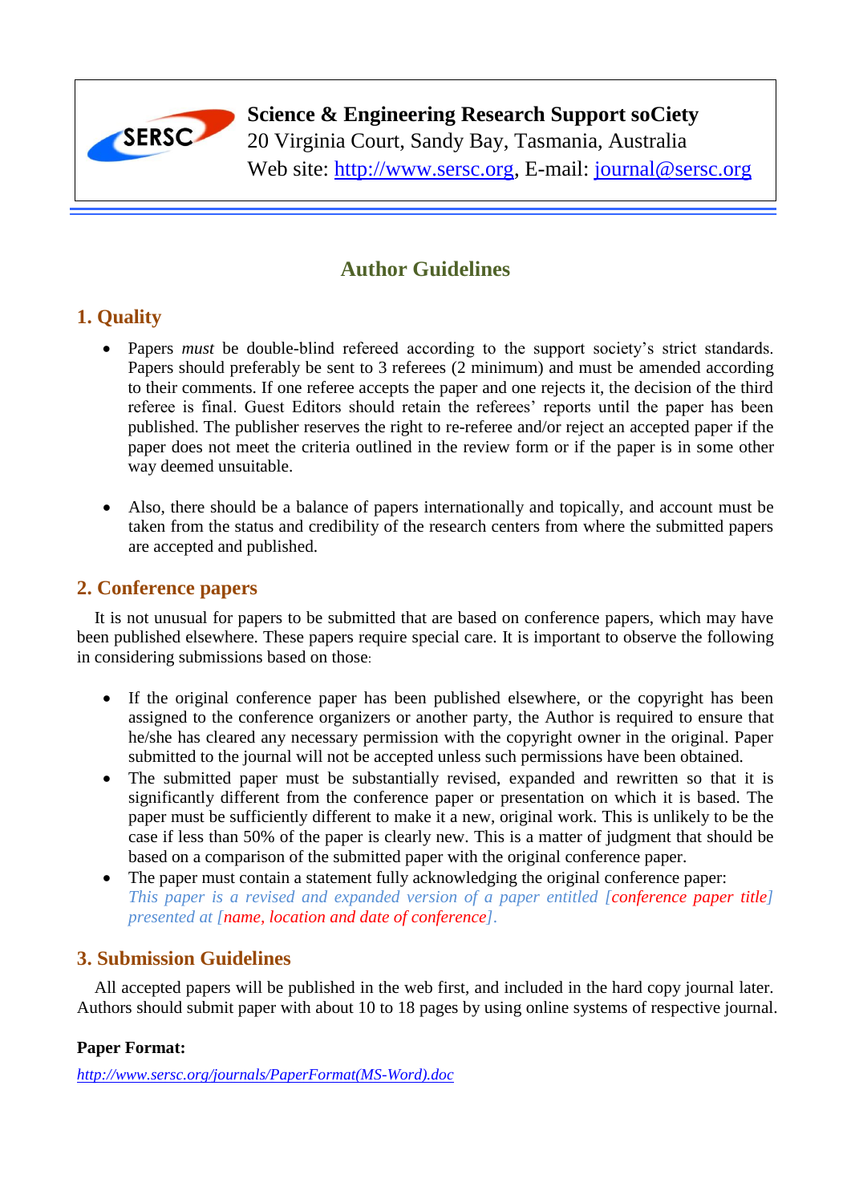**Science & Engineering Research Support soCiety**
20 Virginia Court, Sandy Bay, Tasmania, Australia
Web site: http://www.sersc.org, E-mail: journal@sersc.org

# Author Guidelines

## 1. Quality

- Papers *must* be double-blind refereed according to the support society's strict standards. Papers should preferably be sent to 3 referees (2 minimum) and must be amended according to their comments. If one referee accepts the paper and one rejects it, the decision of the third referee is final. Guest Editors should retain the referees' reports until the paper has been published. The publisher reserves the right to re-referee and/or reject an accepted paper if the paper does not meet the criteria outlined in the review form or if the paper is in some other way deemed unsuitable.

- Also, there should be a balance of papers internationally and topically, and account must be taken from the status and credibility of the research centers from where the submitted papers are accepted and published.

## 2. Conference papers

It is not unusual for papers to be submitted that are based on conference papers, which may have been published elsewhere. These papers require special care. It is important to observe the following in considering submissions based on those:

- If the original conference paper has been published elsewhere, or the copyright has been assigned to the conference organizers or another party, the Author is required to ensure that he/she has cleared any necessary permission with the copyright owner in the original. Paper submitted to the journal will not be accepted unless such permissions have been obtained.
- The submitted paper must be substantially revised, expanded and rewritten so that it is significantly different from the conference paper or presentation on which it is based. The paper must be sufficiently different to make it a new, original work. This is unlikely to be the case if less than 50% of the paper is clearly new. This is a matter of judgment that should be based on a comparison of the submitted paper with the original conference paper.
- The paper must contain a statement fully acknowledging the original conference paper: *This paper is a revised and expanded version of a paper entitled [conference paper title] presented at [name, location and date of conference].*

## 3. Submission Guidelines

All accepted papers will be published in the web first, and included in the hard copy journal later. Authors should submit paper with about 10 to 18 pages by using online systems of respective journal.

**Paper Format:**

*http://www.sersc.org/journals/PaperFormat(MS-Word).doc*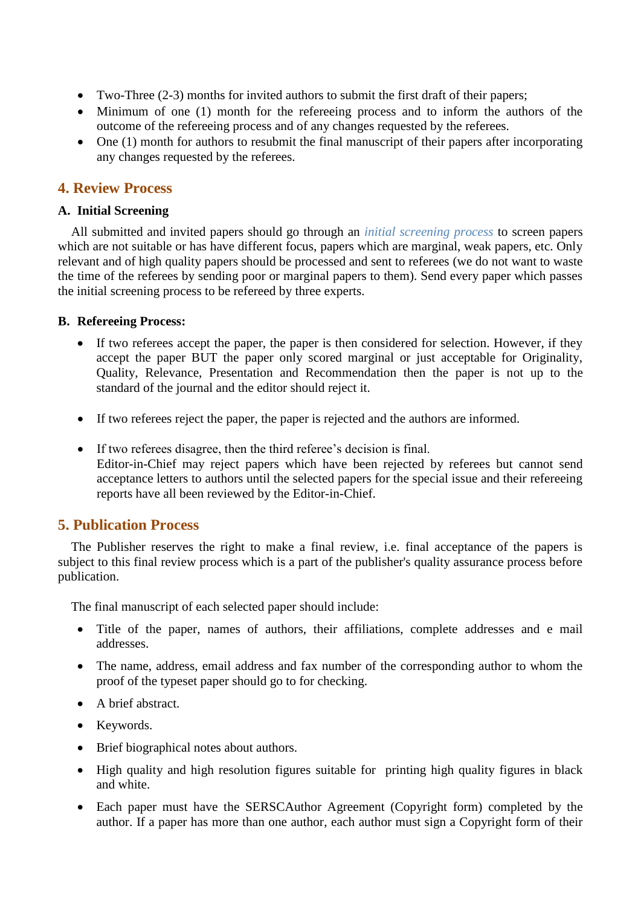- Two-Three (2-3) months for invited authors to submit the first draft of their papers;
- Minimum of one (1) month for the refereeing process and to inform the authors of the outcome of the refereeing process and of any changes requested by the referees.
- One (1) month for authors to resubmit the final manuscript of their papers after incorporating any changes requested by the referees.

## 4. Review Process

### A. Initial Screening

All submitted and invited papers should go through an *initial screening process* to screen papers which are not suitable or has have different focus, papers which are marginal, weak papers, etc. Only relevant and of high quality papers should be processed and sent to referees (we do not want to waste the time of the referees by sending poor or marginal papers to them). Send every paper which passes the initial screening process to be refereed by three experts.

### B. Refereeing Process:

- If two referees accept the paper, the paper is then considered for selection. However, if they accept the paper BUT the paper only scored marginal or just acceptable for Originality, Quality, Relevance, Presentation and Recommendation then the paper is not up to the standard of the journal and the editor should reject it.

- If two referees reject the paper, the paper is rejected and the authors are informed.

- If two referees disagree, then the third referee's decision is final.
  Editor-in-Chief may reject papers which have been rejected by referees but cannot send acceptance letters to authors until the selected papers for the special issue and their refereeing reports have all been reviewed by the Editor-in-Chief.

## 5. Publication Process

The Publisher reserves the right to make a final review, i.e. final acceptance of the papers is subject to this final review process which is a part of the publisher's quality assurance process before publication.

The final manuscript of each selected paper should include:

- Title of the paper, names of authors, their affiliations, complete addresses and e mail addresses.

- The name, address, email address and fax number of the corresponding author to whom the proof of the typeset paper should go to for checking.

- A brief abstract.

- Keywords.

- Brief biographical notes about authors.

- High quality and high resolution figures suitable for printing high quality figures in black and white.

- Each paper must have the SERSCAuthor Agreement (Copyright form) completed by the author. If a paper has more than one author, each author must sign a Copyright form of their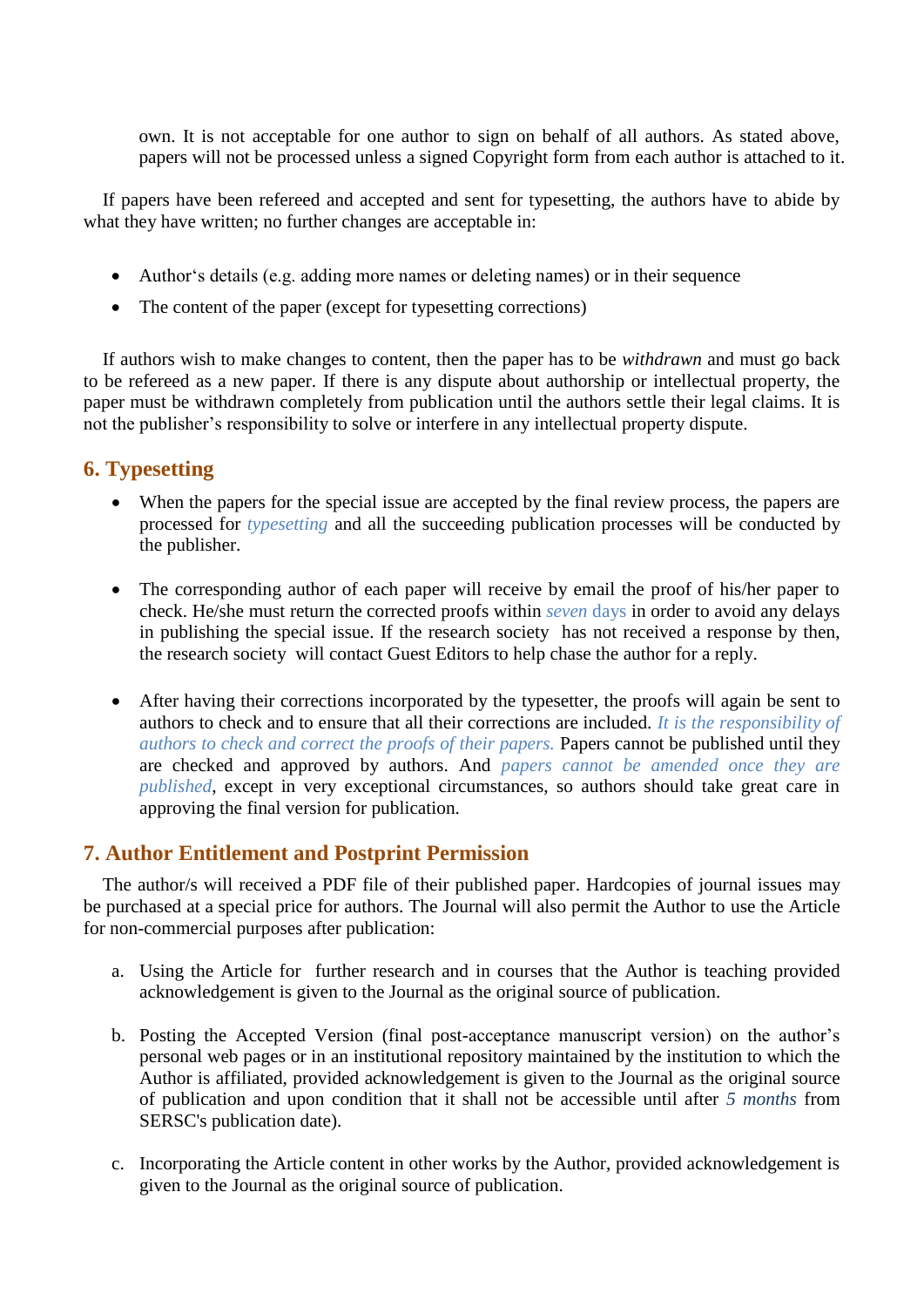own. It is not acceptable for one author to sign on behalf of all authors. As stated above, papers will not be processed unless a signed Copyright form from each author is attached to it.

If papers have been refereed and accepted and sent for typesetting, the authors have to abide by what they have written; no further changes are acceptable in:

- Author's details (e.g. adding more names or deleting names) or in their sequence
- The content of the paper (except for typesetting corrections)

If authors wish to make changes to content, then the paper has to be *withdrawn* and must go back to be refereed as a new paper. If there is any dispute about authorship or intellectual property, the paper must be withdrawn completely from publication until the authors settle their legal claims. It is not the publisher's responsibility to solve or interfere in any intellectual property dispute.

## 6. Typesetting

- When the papers for the special issue are accepted by the final review process, the papers are processed for *typesetting* and all the succeeding publication processes will be conducted by the publisher.

- The corresponding author of each paper will receive by email the proof of his/her paper to check. He/she must return the corrected proofs within *seven* days in order to avoid any delays in publishing the special issue. If the research society has not received a response by then, the research society will contact Guest Editors to help chase the author for a reply.

- After having their corrections incorporated by the typesetter, the proofs will again be sent to authors to check and to ensure that all their corrections are included. *It is the responsibility of authors to check and correct the proofs of their papers.* Papers cannot be published until they are checked and approved by authors. And *papers cannot be amended once they are published*, except in very exceptional circumstances, so authors should take great care in approving the final version for publication.

## 7. Author Entitlement and Postprint Permission

The author/s will received a PDF file of their published paper. Hardcopies of journal issues may be purchased at a special price for authors. The Journal will also permit the Author to use the Article for non-commercial purposes after publication:

a. Using the Article for further research and in courses that the Author is teaching provided acknowledgement is given to the Journal as the original source of publication.

b. Posting the Accepted Version (final post-acceptance manuscript version) on the author's personal web pages or in an institutional repository maintained by the institution to which the Author is affiliated, provided acknowledgement is given to the Journal as the original source of publication and upon condition that it shall not be accessible until after *5 months* from SERSC's publication date).

c. Incorporating the Article content in other works by the Author, provided acknowledgement is given to the Journal as the original source of publication.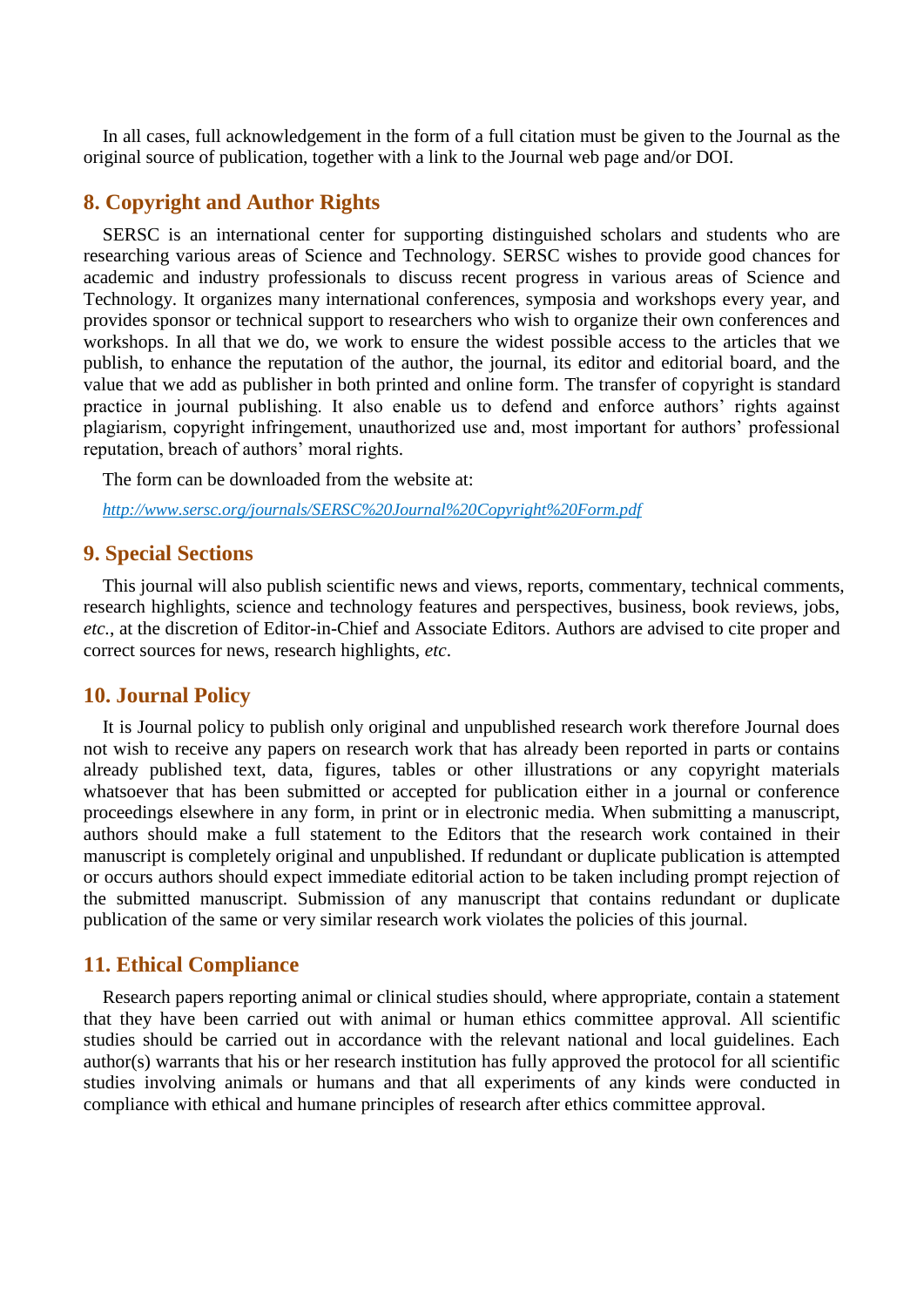In all cases, full acknowledgement in the form of a full citation must be given to the Journal as the original source of publication, together with a link to the Journal web page and/or DOI.

## 8. Copyright and Author Rights

SERSC is an international center for supporting distinguished scholars and students who are researching various areas of Science and Technology. SERSC wishes to provide good chances for academic and industry professionals to discuss recent progress in various areas of Science and Technology. It organizes many international conferences, symposia and workshops every year, and provides sponsor or technical support to researchers who wish to organize their own conferences and workshops. In all that we do, we work to ensure the widest possible access to the articles that we publish, to enhance the reputation of the author, the journal, its editor and editorial board, and the value that we add as publisher in both printed and online form. The transfer of copyright is standard practice in journal publishing. It also enable us to defend and enforce authors' rights against plagiarism, copyright infringement, unauthorized use and, most important for authors' professional reputation, breach of authors' moral rights.

The form can be downloaded from the website at:

*http://www.sersc.org/journals/SERSC%20Journal%20Copyright%20Form.pdf*

## 9. Special Sections

This journal will also publish scientific news and views, reports, commentary, technical comments, research highlights, science and technology features and perspectives, business, book reviews, jobs, *etc.*, at the discretion of Editor-in-Chief and Associate Editors. Authors are advised to cite proper and correct sources for news, research highlights, *etc*.

## 10. Journal Policy

It is Journal policy to publish only original and unpublished research work therefore Journal does not wish to receive any papers on research work that has already been reported in parts or contains already published text, data, figures, tables or other illustrations or any copyright materials whatsoever that has been submitted or accepted for publication either in a journal or conference proceedings elsewhere in any form, in print or in electronic media. When submitting a manuscript, authors should make a full statement to the Editors that the research work contained in their manuscript is completely original and unpublished. If redundant or duplicate publication is attempted or occurs authors should expect immediate editorial action to be taken including prompt rejection of the submitted manuscript. Submission of any manuscript that contains redundant or duplicate publication of the same or very similar research work violates the policies of this journal.

## 11. Ethical Compliance

Research papers reporting animal or clinical studies should, where appropriate, contain a statement that they have been carried out with animal or human ethics committee approval. All scientific studies should be carried out in accordance with the relevant national and local guidelines. Each author(s) warrants that his or her research institution has fully approved the protocol for all scientific studies involving animals or humans and that all experiments of any kinds were conducted in compliance with ethical and humane principles of research after ethics committee approval.